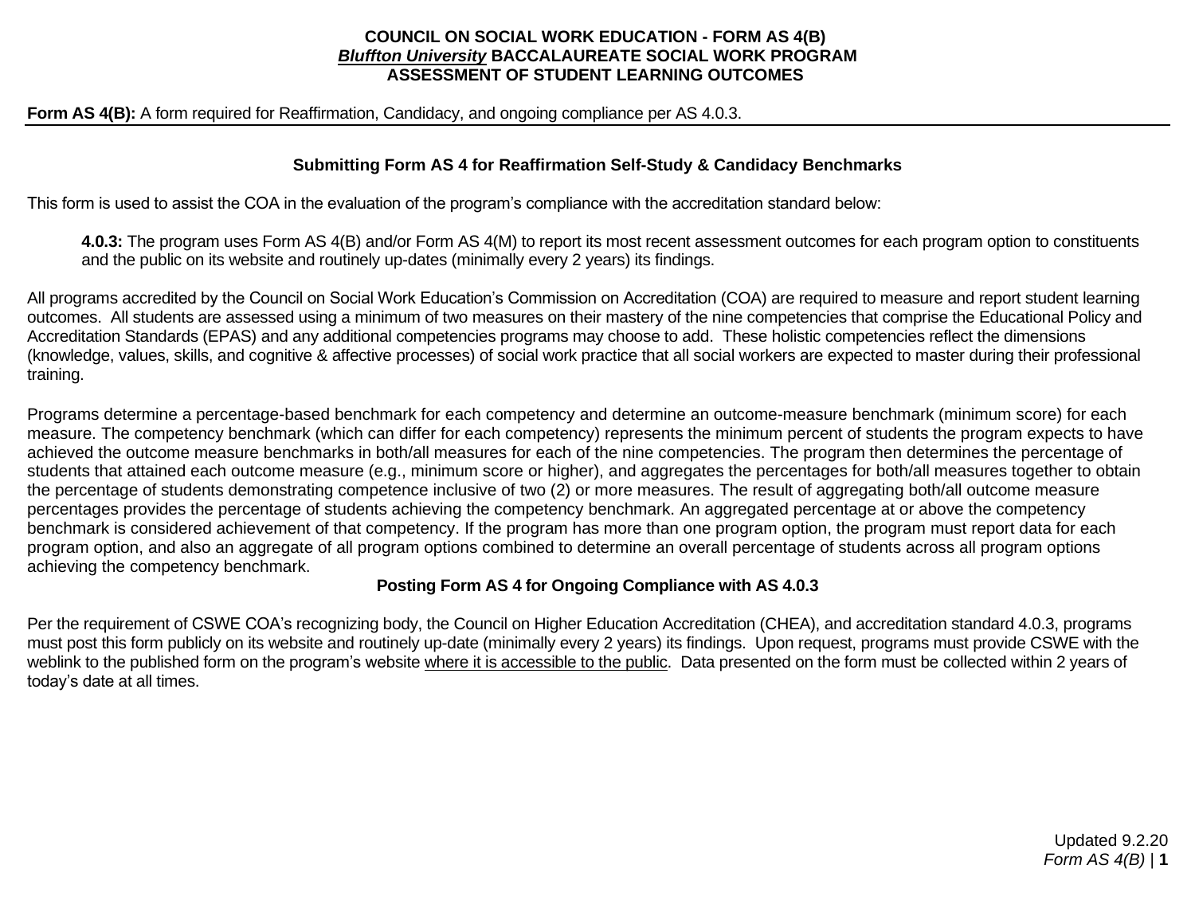**COUNCIL ON SOCIAL WORK EDUCATION - FORM AS 4(B)**
***Bluffton University*** **BACCALAUREATE SOCIAL WORK PROGRAM**
**ASSESSMENT OF STUDENT LEARNING OUTCOMES**

**Form AS 4(B):** A form required for Reaffirmation, Candidacy, and ongoing compliance per AS 4.0.3.

### Submitting Form AS 4 for Reaffirmation Self-Study & Candidacy Benchmarks

This form is used to assist the COA in the evaluation of the program's compliance with the accreditation standard below:

> **4.0.3:** The program uses Form AS 4(B) and/or Form AS 4(M) to report its most recent assessment outcomes for each program option to constituents and the public on its website and routinely up-dates (minimally every 2 years) its findings.

All programs accredited by the Council on Social Work Education's Commission on Accreditation (COA) are required to measure and report student learning outcomes. All students are assessed using a minimum of two measures on their mastery of the nine competencies that comprise the Educational Policy and Accreditation Standards (EPAS) and any additional competencies programs may choose to add. These holistic competencies reflect the dimensions (knowledge, values, skills, and cognitive & affective processes) of social work practice that all social workers are expected to master during their professional training.

Programs determine a percentage-based benchmark for each competency and determine an outcome-measure benchmark (minimum score) for each measure. The competency benchmark (which can differ for each competency) represents the minimum percent of students the program expects to have achieved the outcome measure benchmarks in both/all measures for each of the nine competencies. The program then determines the percentage of students that attained each outcome measure (e.g., minimum score or higher), and aggregates the percentages for both/all measures together to obtain the percentage of students demonstrating competence inclusive of two (2) or more measures. The result of aggregating both/all outcome measure percentages provides the percentage of students achieving the competency benchmark. An aggregated percentage at or above the competency benchmark is considered achievement of that competency. If the program has more than one program option, the program must report data for each program option, and also an aggregate of all program options combined to determine an overall percentage of students across all program options achieving the competency benchmark.

### Posting Form AS 4 for Ongoing Compliance with AS 4.0.3

Per the requirement of CSWE COA's recognizing body, the Council on Higher Education Accreditation (CHEA), and accreditation standard 4.0.3, programs must post this form publicly on its website and routinely up-date (minimally every 2 years) its findings. Upon request, programs must provide CSWE with the weblink to the published form on the program's website where it is accessible to the public. Data presented on the form must be collected within 2 years of today's date at all times.

Updated 9.2.20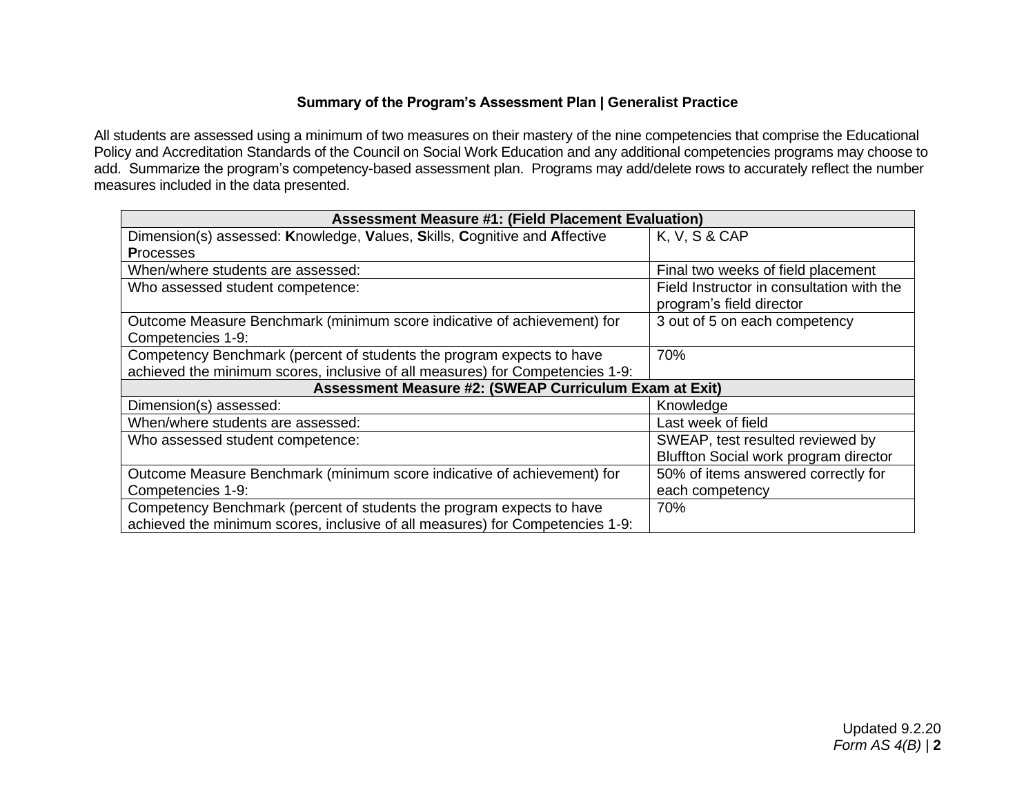**Summary of the Program's Assessment Plan | Generalist Practice**

All students are assessed using a minimum of two measures on their mastery of the nine competencies that comprise the Educational Policy and Accreditation Standards of the Council on Social Work Education and any additional competencies programs may choose to add. Summarize the program's competency-based assessment plan. Programs may add/delete rows to accurately reflect the number measures included in the data presented.

| **Assessment Measure #1: (Field Placement Evaluation)** | |
|---|---|
| Dimension(s) assessed: **K**nowledge, **V**alues, **S**kills, **C**ognitive and **A**ffective **P**rocesses | K, V, S & CAP |
| When/where students are assessed: | Final two weeks of field placement |
| Who assessed student competence: | Field Instructor in consultation with the program's field director |
| Outcome Measure Benchmark (minimum score indicative of achievement) for Competencies 1-9: | 3 out of 5 on each competency |
| Competency Benchmark (percent of students the program expects to have achieved the minimum scores, inclusive of all measures) for Competencies 1-9: | 70% |
| **Assessment Measure #2: (SWEAP Curriculum Exam at Exit)** | |
| Dimension(s) assessed: | Knowledge |
| When/where students are assessed: | Last week of field |
| Who assessed student competence: | SWEAP, test resulted reviewed by Bluffton Social work program director |
| Outcome Measure Benchmark (minimum score indicative of achievement) for Competencies 1-9: | 50% of items answered correctly for each competency |
| Competency Benchmark (percent of students the program expects to have achieved the minimum scores, inclusive of all measures) for Competencies 1-9: | 70% |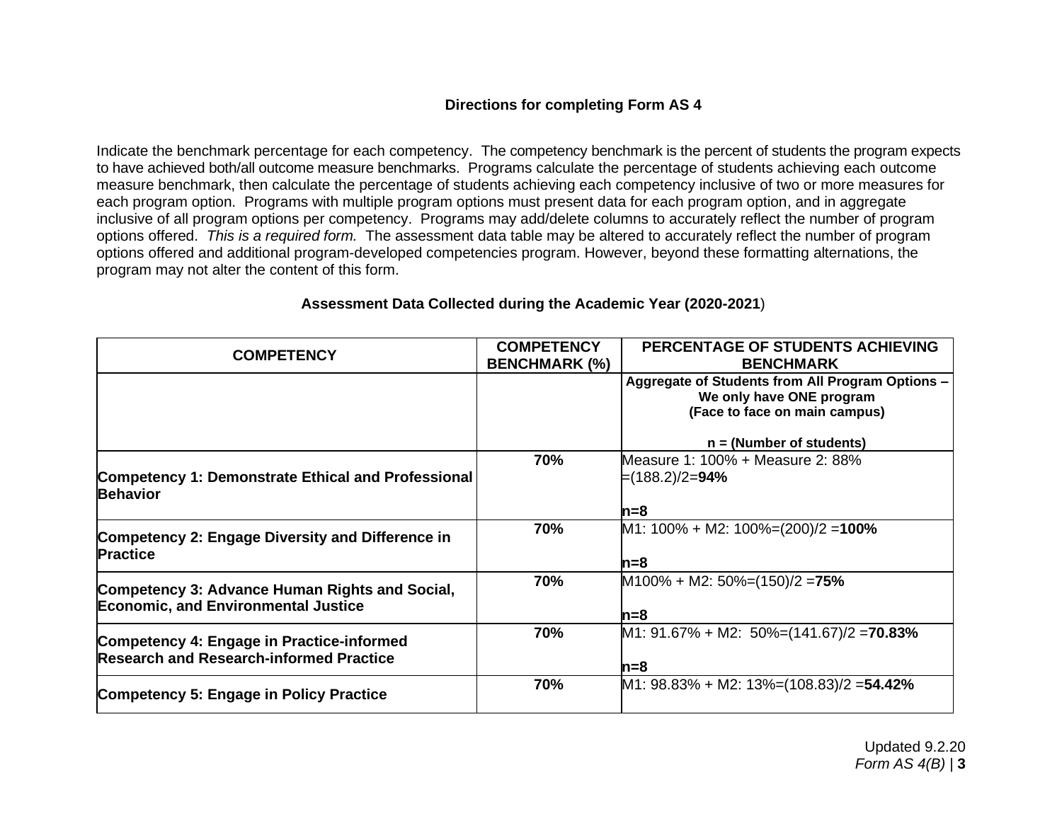**Directions for completing Form AS 4**

Indicate the benchmark percentage for each competency. The competency benchmark is the percent of students the program expects to have achieved both/all outcome measure benchmarks. Programs calculate the percentage of students achieving each outcome measure benchmark, then calculate the percentage of students achieving each competency inclusive of two or more measures for each program option. Programs with multiple program options must present data for each program option, and in aggregate inclusive of all program options per competency. Programs may add/delete columns to accurately reflect the number of program options offered. *This is a required form.* The assessment data table may be altered to accurately reflect the number of program options offered and additional program-developed competencies program. However, beyond these formatting alternations, the program may not alter the content of this form.

**Assessment Data Collected during the Academic Year (2020-2021)**

| COMPETENCY | COMPETENCY BENCHMARK (%) | PERCENTAGE OF STUDENTS ACHIEVING BENCHMARK |
|---|---|---|
| | | **Aggregate of Students from All Program Options – We only have ONE program (Face to face on main campus)**<br><br>**n = (Number of students)** |
| **Competency 1: Demonstrate Ethical and Professional Behavior** | **70%** | Measure 1: 100% + Measure 2: 88% =(188.2)/2=**94%**<br><br>**n=8** |
| **Competency 2: Engage Diversity and Difference in Practice** | **70%** | M1: 100% + M2: 100%=(200)/2 =**100%**<br><br>**n=8** |
| **Competency 3: Advance Human Rights and Social, Economic, and Environmental Justice** | **70%** | M100% + M2: 50%=(150)/2 =**75%**<br><br>**n=8** |
| **Competency 4: Engage in Practice-informed Research and Research-informed Practice** | **70%** | M1: 91.67% + M2: 50%=(141.67)/2 =**70.83%**<br><br>**n=8** |
| **Competency 5: Engage in Policy Practice** | **70%** | M1: 98.83% + M2: 13%=(108.83)/2 =**54.42%** |

Updated 9.2.20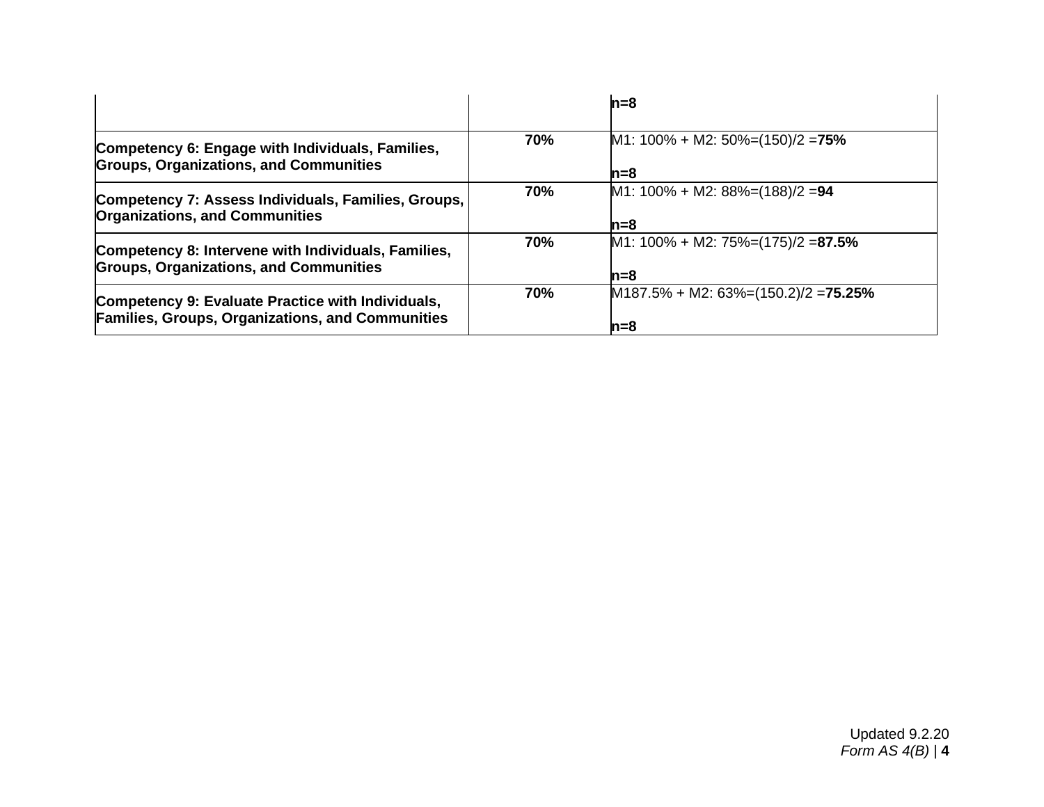| | | |
|---|---|---|
| | | **n=8** |
| **Competency 6: Engage with Individuals, Families, Groups, Organizations, and Communities** | **70%** | M1: 100% + M2: 50%=(150)/2 =**75%**<br><br>**n=8** |
| **Competency 7: Assess Individuals, Families, Groups, Organizations, and Communities** | **70%** | M1: 100% + M2: 88%=(188)/2 =**94**<br><br>**n=8** |
| **Competency 8: Intervene with Individuals, Families, Groups, Organizations, and Communities** | **70%** | M1: 100% + M2: 75%=(175)/2 =**87.5%**<br><br>**n=8** |
| **Competency 9: Evaluate Practice with Individuals, Families, Groups, Organizations, and Communities** | **70%** | M187.5% + M2: 63%=(150.2)/2 =**75.25%**<br><br>**n=8** |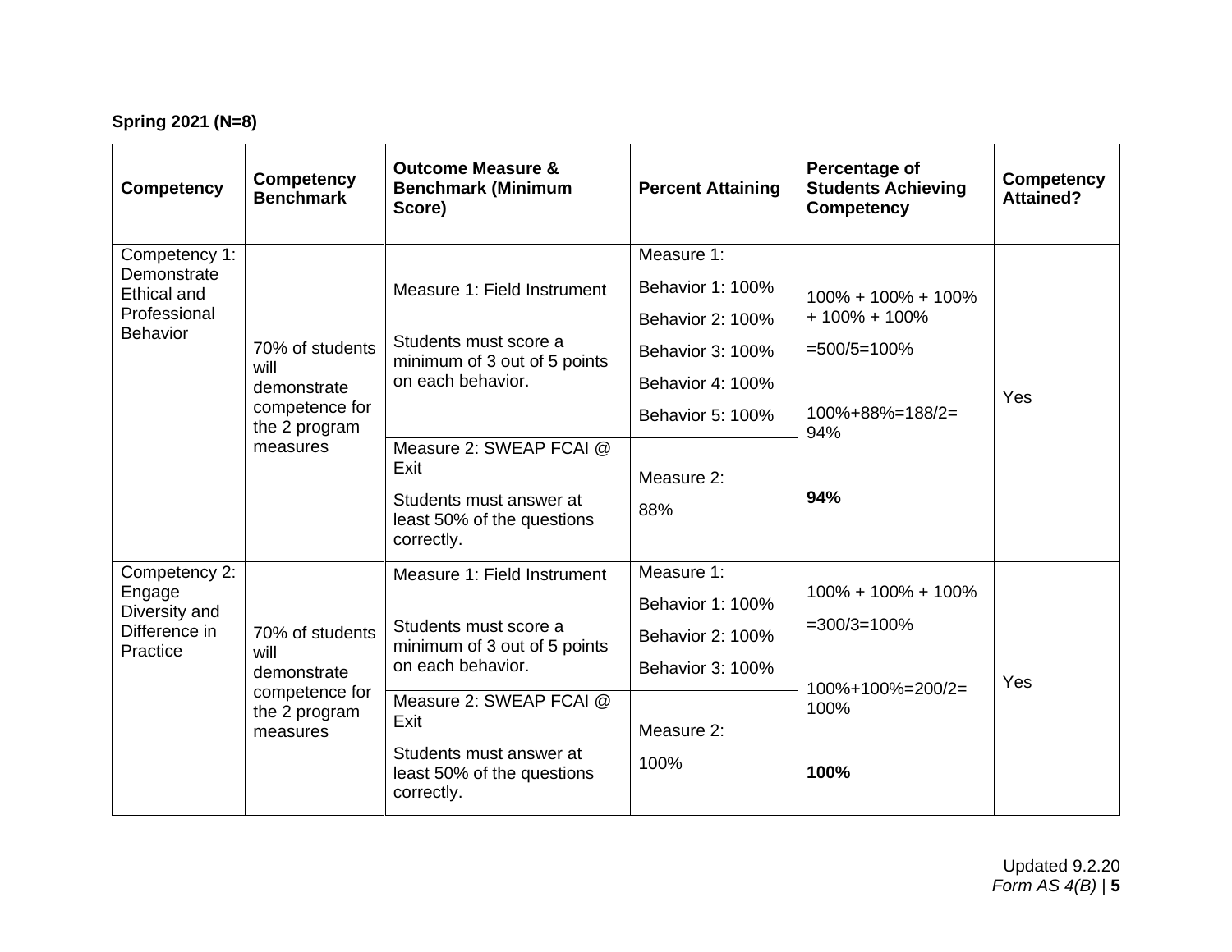**Spring 2021 (N=8)**

| Competency | Competency Benchmark | Outcome Measure & Benchmark (Minimum Score) | Percent Attaining | Percentage of Students Achieving Competency | Competency Attained? |
|---|---|---|---|---|---|
| Competency 1: Demonstrate Ethical and Professional Behavior | 70% of students will demonstrate competence for the 2 program measures | Measure 1: Field Instrument<br><br>Students must score a minimum of 3 out of 5 points on each behavior. | Measure 1:<br>Behavior 1: 100%<br>Behavior 2: 100%<br>Behavior 3: 100%<br>Behavior 4: 100%<br>Behavior 5: 100% | 100% + 100% + 100% + 100% + 100%<br>=500/5=100%<br><br>100%+88%=188/2= 94%<br><br>**94%** | Yes |
| | | Measure 2: SWEAP FCAI @ Exit<br>Students must answer at least 50% of the questions correctly. | Measure 2:<br>88% | | |
| Competency 2: Engage Diversity and Difference in Practice | 70% of students will demonstrate competence for the 2 program measures | Measure 1: Field Instrument<br><br>Students must score a minimum of 3 out of 5 points on each behavior. | Measure 1:<br>Behavior 1: 100%<br>Behavior 2: 100%<br>Behavior 3: 100% | 100% + 100% + 100%<br>=300/3=100%<br><br>100%+100%=200/2= 100%<br><br>**100%** | Yes |
| | | Measure 2: SWEAP FCAI @ Exit<br>Students must answer at least 50% of the questions correctly. | Measure 2:<br>100% | | |

Updated 9.2.20
*Form AS 4(B)*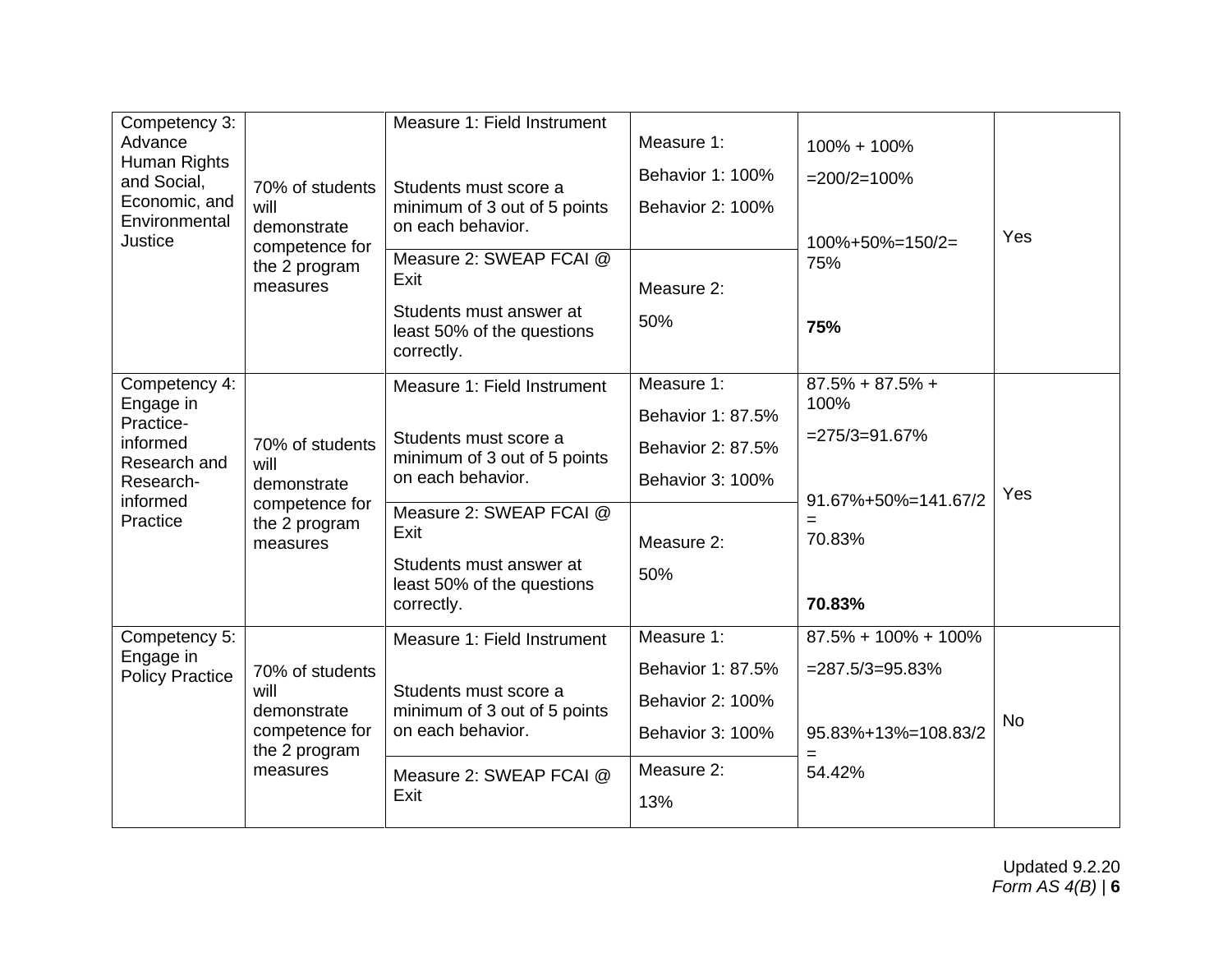| Competency | Benchmark | Measures | Results | Calculation | Benchmark Met |
|---|---|---|---|---|---|
| Competency 3: Advance Human Rights and Social, Economic, and Environmental Justice | 70% of students will demonstrate competence for the 2 program measures | Measure 1: Field Instrument<br><br>Students must score a minimum of 3 out of 5 points on each behavior. | Measure 1:<br>Behavior 1: 100%<br>Behavior 2: 100% | 100% + 100%<br>=200/2=100%<br><br>100%+50%=150/2= 75%<br><br>**75%** | Yes |
| | | Measure 2: SWEAP FCAI @ Exit<br>Students must answer at least 50% of the questions correctly. | Measure 2:<br>50% | | |
| Competency 4: Engage in Practice-informed Research and Research-informed Practice | 70% of students will demonstrate competence for the 2 program measures | Measure 1: Field Instrument<br><br>Students must score a minimum of 3 out of 5 points on each behavior. | Measure 1:<br>Behavior 1: 87.5%<br>Behavior 2: 87.5%<br>Behavior 3: 100% | 87.5% + 87.5% + 100%<br>=275/3=91.67%<br><br>91.67%+50%=141.67/2 = 70.83%<br><br>**70.83%** | Yes |
| | | Measure 2: SWEAP FCAI @ Exit<br>Students must answer at least 50% of the questions correctly. | Measure 2:<br>50% | | |
| Competency 5: Engage in Policy Practice | 70% of students will demonstrate competence for the 2 program measures | Measure 1: Field Instrument<br><br>Students must score a minimum of 3 out of 5 points on each behavior. | Measure 1:<br>Behavior 1: 87.5%<br>Behavior 2: 100%<br>Behavior 3: 100% | 87.5% + 100% + 100%<br>=287.5/3=95.83%<br><br>95.83%+13%=108.83/2 = 54.42% | No |
| | | Measure 2: SWEAP FCAI @ Exit | Measure 2:<br>13% | | |

Updated 9.2.20
*Form AS 4(B)*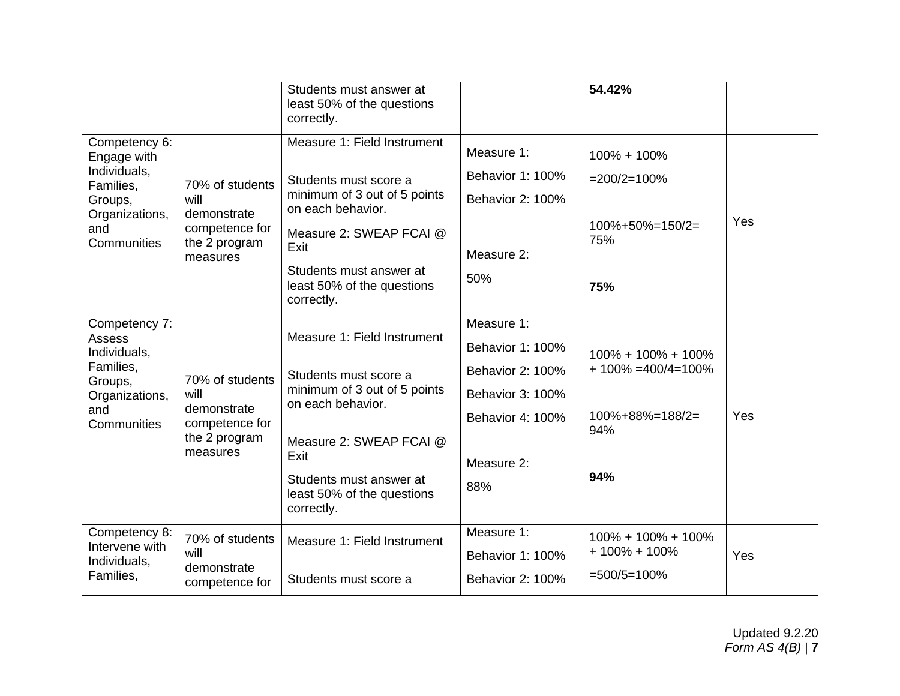| | | | | | |
|---|---|---|---|---|---|
| | | Students must answer at least 50% of the questions correctly. | | **54.42%** | |
| Competency 6: Engage with Individuals, Families, Groups, Organizations, and Communities | 70% of students will demonstrate competence for the 2 program measures | Measure 1: Field Instrument<br><br>Students must score a minimum of 3 out of 5 points on each behavior. | Measure 1:<br>Behavior 1: 100%<br>Behavior 2: 100% | 100% + 100%<br>=200/2=100%<br><br>100%+50%=150/2= 75%<br><br>**75%** | Yes |
| | | Measure 2: SWEAP FCAI @ Exit<br>Students must answer at least 50% of the questions correctly. | Measure 2:<br>50% | | |
| Competency 7: Assess Individuals, Families, Groups, Organizations, and Communities | 70% of students will demonstrate competence for the 2 program measures | Measure 1: Field Instrument<br><br>Students must score a minimum of 3 out of 5 points on each behavior. | Measure 1:<br>Behavior 1: 100%<br>Behavior 2: 100%<br>Behavior 3: 100%<br>Behavior 4: 100% | 100% + 100% + 100% + 100% =400/4=100%<br><br>100%+88%=188/2= 94%<br><br>**94%** | Yes |
| | | Measure 2: SWEAP FCAI @ Exit<br>Students must answer at least 50% of the questions correctly. | Measure 2:<br>88% | | |
| Competency 8: Intervene with Individuals, Families, | 70% of students will demonstrate competence for | Measure 1: Field Instrument<br><br>Students must score a | Measure 1:<br>Behavior 1: 100%<br>Behavior 2: 100% | 100% + 100% + 100% + 100% + 100%<br>=500/5=100% | Yes |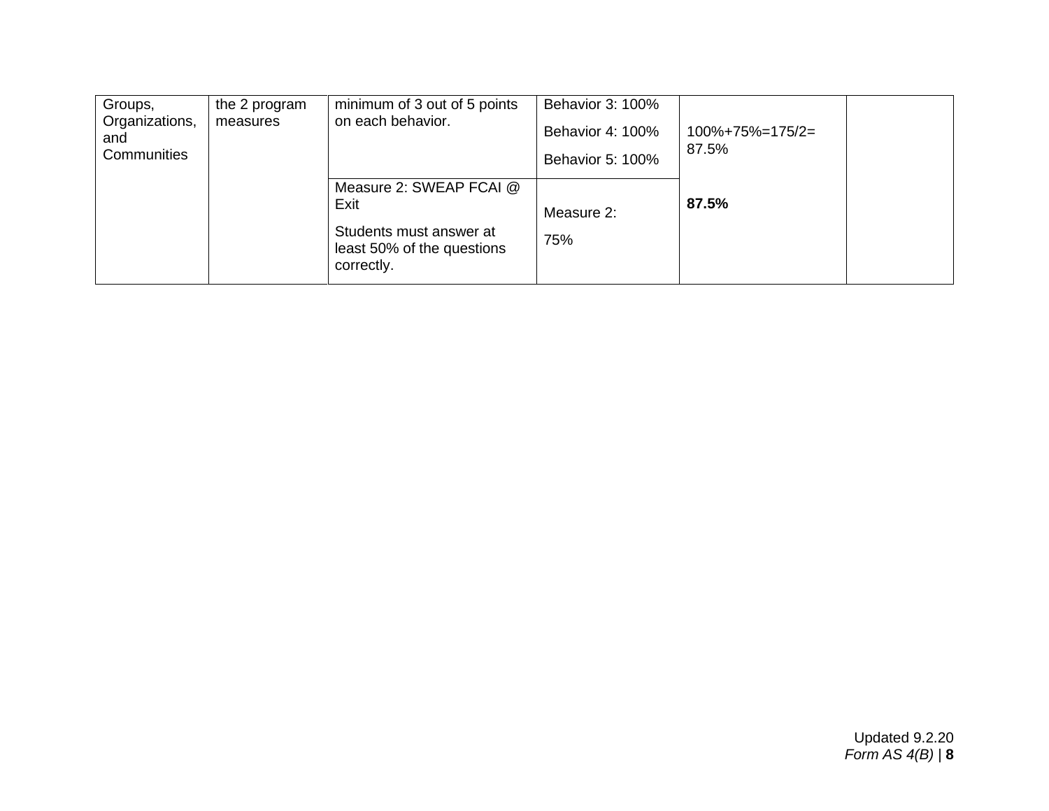| | | | | | |
|---|---|---|---|---|---|
| Groups, Organizations, and Communities | the 2 program measures | minimum of 3 out of 5 points on each behavior. | Behavior 3: 100%<br>Behavior 4: 100%<br>Behavior 5: 100% | 100%+75%=175/2= 87.5%<br><br>**87.5%** | |
| | | Measure 2: SWEAP FCAI @ Exit<br>Students must answer at least 50% of the questions correctly. | Measure 2:<br>75% | | |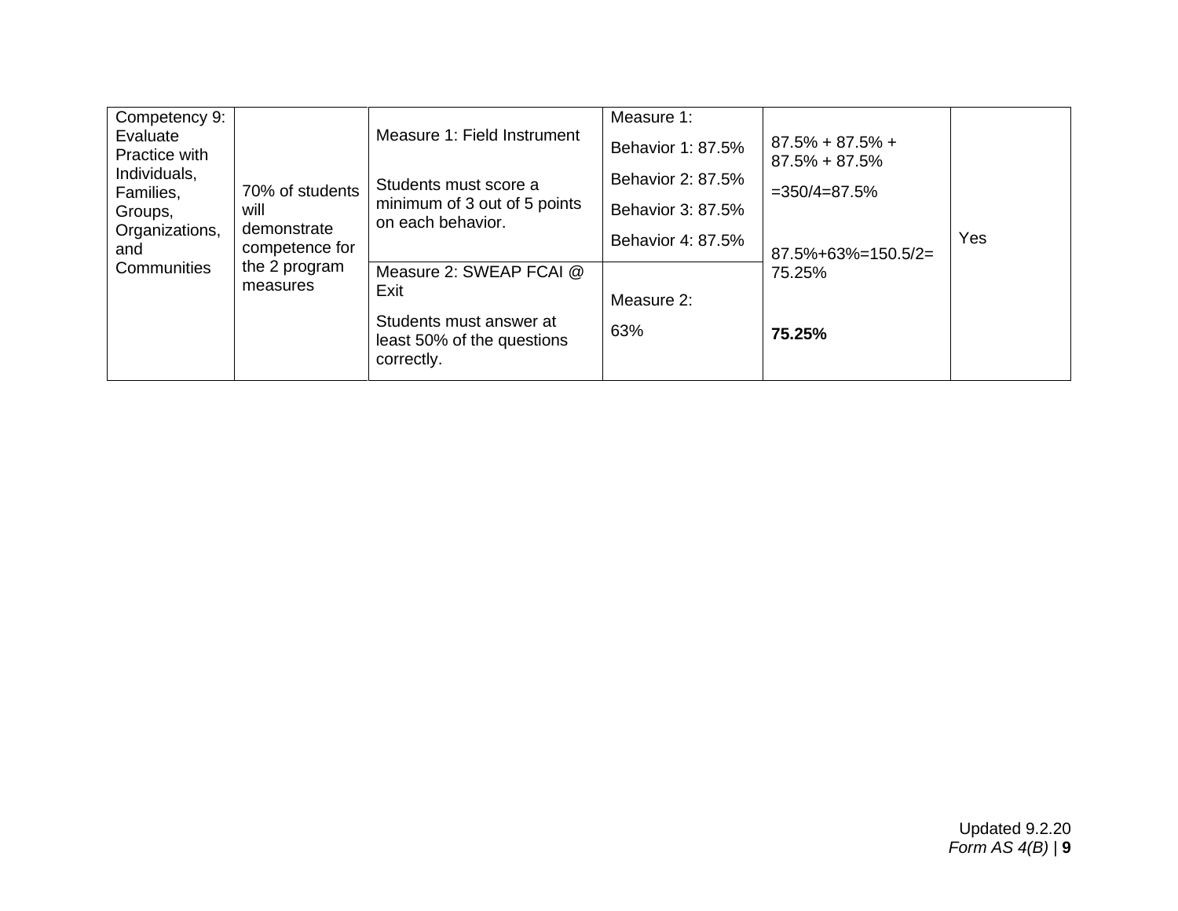| | | | | | |
|---|---|---|---|---|---|
| Competency 9: Evaluate Practice with Individuals, Families, Groups, Organizations, and Communities | 70% of students will demonstrate competence for the 2 program measures | Measure 1: Field Instrument<br><br>Students must score a minimum of 3 out of 5 points on each behavior. | Measure 1:<br>Behavior 1: 87.5%<br>Behavior 2: 87.5%<br>Behavior 3: 87.5%<br>Behavior 4: 87.5% | 87.5% + 87.5% + 87.5% + 87.5%<br>=350/4=87.5%<br><br>87.5%+63%=150.5/2= 75.25%<br><br>**75.25%** | Yes |
| | | Measure 2: SWEAP FCAI @ Exit<br>Students must answer at least 50% of the questions correctly. | Measure 2:<br>63% | | |

Updated 9.2.20
*Form AS 4(B)*